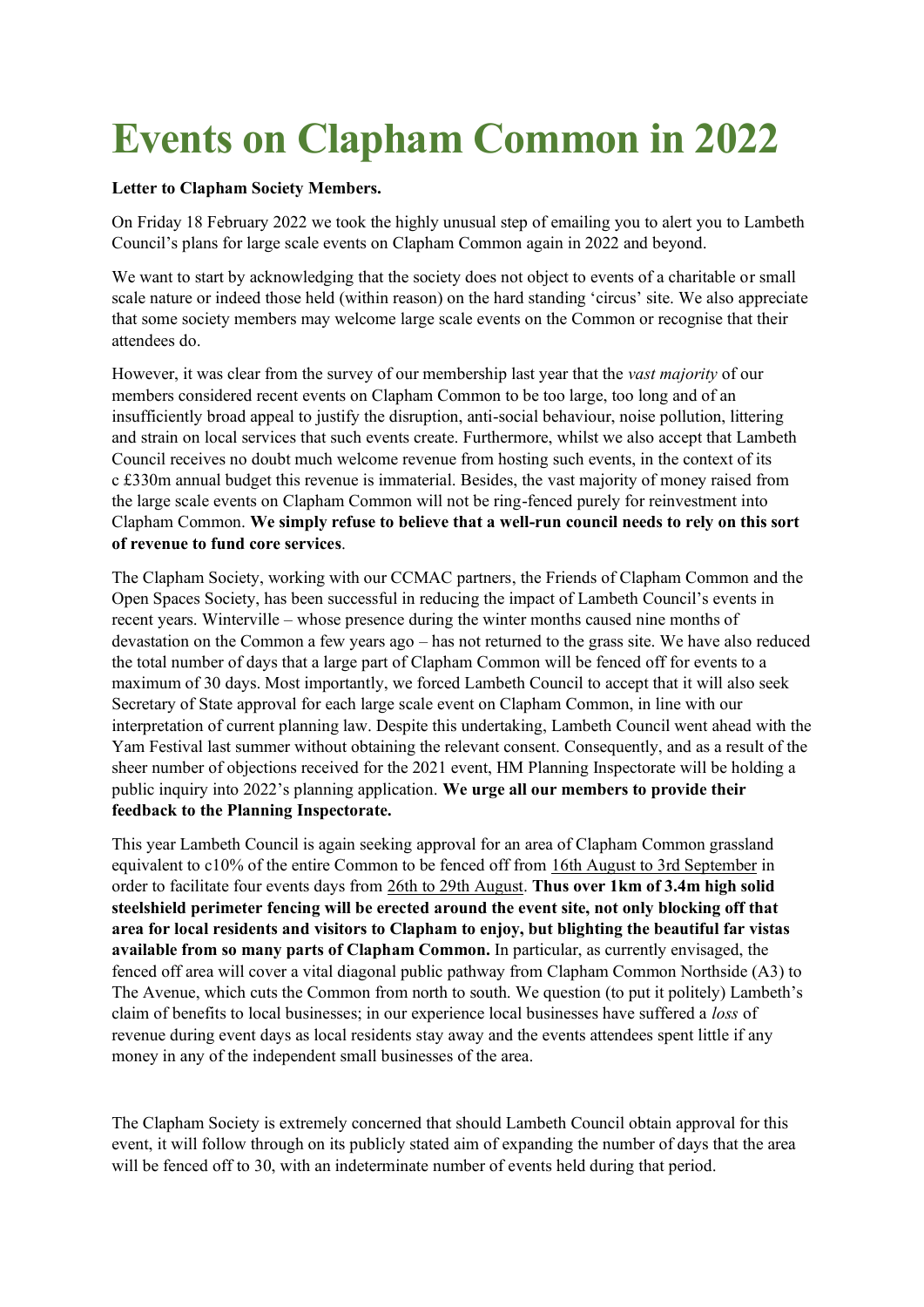# Events on Clapham Common in 2022

**Letter to Clapham Society Members.**

On Friday 18 February 2022 we took the highly unusual step of emailing you to alert you to Lambeth Council's plans for large scale events on Clapham Common again in 2022 and beyond.

We want to start by acknowledging that the society does not object to events of a charitable or small scale nature or indeed those held (within reason) on the hard standing 'circus' site. We also appreciate that some society members may welcome large scale events on the Common or recognise that their attendees do.

However, it was clear from the survey of our membership last year that the *vast majority* of our members considered recent events on Clapham Common to be too large, too long and of an insufficiently broad appeal to justify the disruption, anti-social behaviour, noise pollution, littering and strain on local services that such events create. Furthermore, whilst we also accept that Lambeth Council receives no doubt much welcome revenue from hosting such events, in the context of its c £330m annual budget this revenue is immaterial. Besides, the vast majority of money raised from the large scale events on Clapham Common will not be ring-fenced purely for reinvestment into Clapham Common. **We simply refuse to believe that a well-run council needs to rely on this sort of revenue to fund core services**.

The Clapham Society, working with our CCMAC partners, the Friends of Clapham Common and the Open Spaces Society, has been successful in reducing the impact of Lambeth Council's events in recent years. Winterville – whose presence during the winter months caused nine months of devastation on the Common a few years ago – has not returned to the grass site. We have also reduced the total number of days that a large part of Clapham Common will be fenced off for events to a maximum of 30 days. Most importantly, we forced Lambeth Council to accept that it will also seek Secretary of State approval for each large scale event on Clapham Common, in line with our interpretation of current planning law. Despite this undertaking, Lambeth Council went ahead with the Yam Festival last summer without obtaining the relevant consent. Consequently, and as a result of the sheer number of objections received for the 2021 event, HM Planning Inspectorate will be holding a public inquiry into 2022's planning application. **We urge all our members to provide their feedback to the Planning Inspectorate.**

This year Lambeth Council is again seeking approval for an area of Clapham Common grassland equivalent to c10% of the entire Common to be fenced off from 16th August to 3rd September in order to facilitate four events days from 26th to 29th August. **Thus over 1km of 3.4m high solid steelshield perimeter fencing will be erected around the event site, not only blocking off that area for local residents and visitors to Clapham to enjoy, but blighting the beautiful far vistas available from so many parts of Clapham Common.** In particular, as currently envisaged, the fenced off area will cover a vital diagonal public pathway from Clapham Common Northside (A3) to The Avenue, which cuts the Common from north to south. We question (to put it politely) Lambeth's claim of benefits to local businesses; in our experience local businesses have suffered a *loss* of revenue during event days as local residents stay away and the events attendees spent little if any money in any of the independent small businesses of the area.

The Clapham Society is extremely concerned that should Lambeth Council obtain approval for this event, it will follow through on its publicly stated aim of expanding the number of days that the area will be fenced off to 30, with an indeterminate number of events held during that period.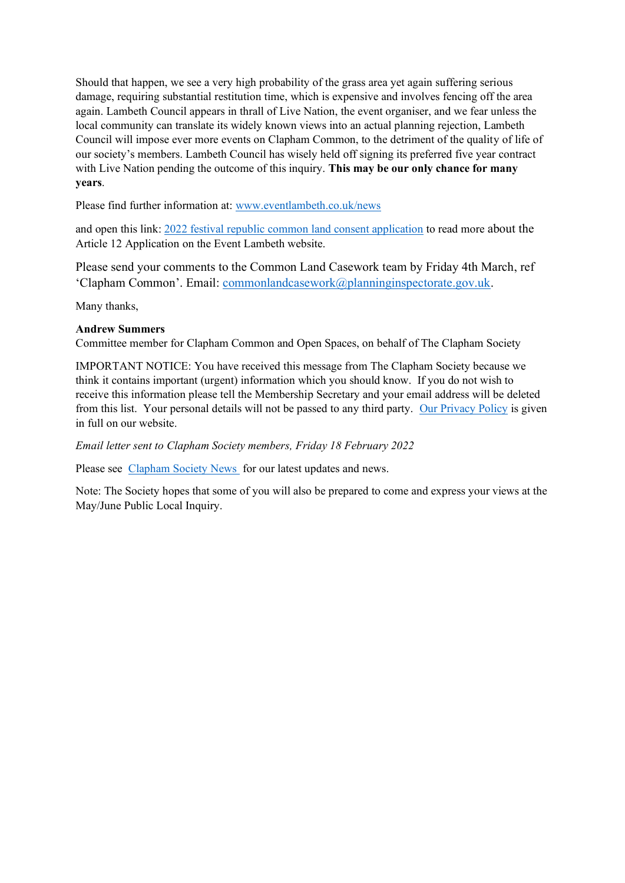Should that happen, we see a very high probability of the grass area yet again suffering serious damage, requiring substantial restitution time, which is expensive and involves fencing off the area again. Lambeth Council appears in thrall of Live Nation, the event organiser, and we fear unless the local community can translate its widely known views into an actual planning rejection, Lambeth Council will impose ever more events on Clapham Common, to the detriment of the quality of life of our society's members. Lambeth Council has wisely held off signing its preferred five year contract with Live Nation pending the outcome of this inquiry. **This may be our only chance for many years**.

Please find further information at: www.eventlambeth.co.uk/news

and open this link: 2022 festival republic common land consent application to read more about the Article 12 Application on the Event Lambeth website.

Please send your comments to the Common Land Casework team by Friday 4th March, ref 'Clapham Common'. Email: commonlandcasework@planninginspectorate.gov.uk.

Many thanks,

**Andrew Summers**
Committee member for Clapham Common and Open Spaces, on behalf of The Clapham Society

IMPORTANT NOTICE: You have received this message from The Clapham Society because we think it contains important (urgent) information which you should know. If you do not wish to receive this information please tell the Membership Secretary and your email address will be deleted from this list. Your personal details will not be passed to any third party. Our Privacy Policy is given in full on our website.

*Email letter sent to Clapham Society members, Friday 18 February 2022*

Please see Clapham Society News for our latest updates and news.

Note: The Society hopes that some of you will also be prepared to come and express your views at the May/June Public Local Inquiry.